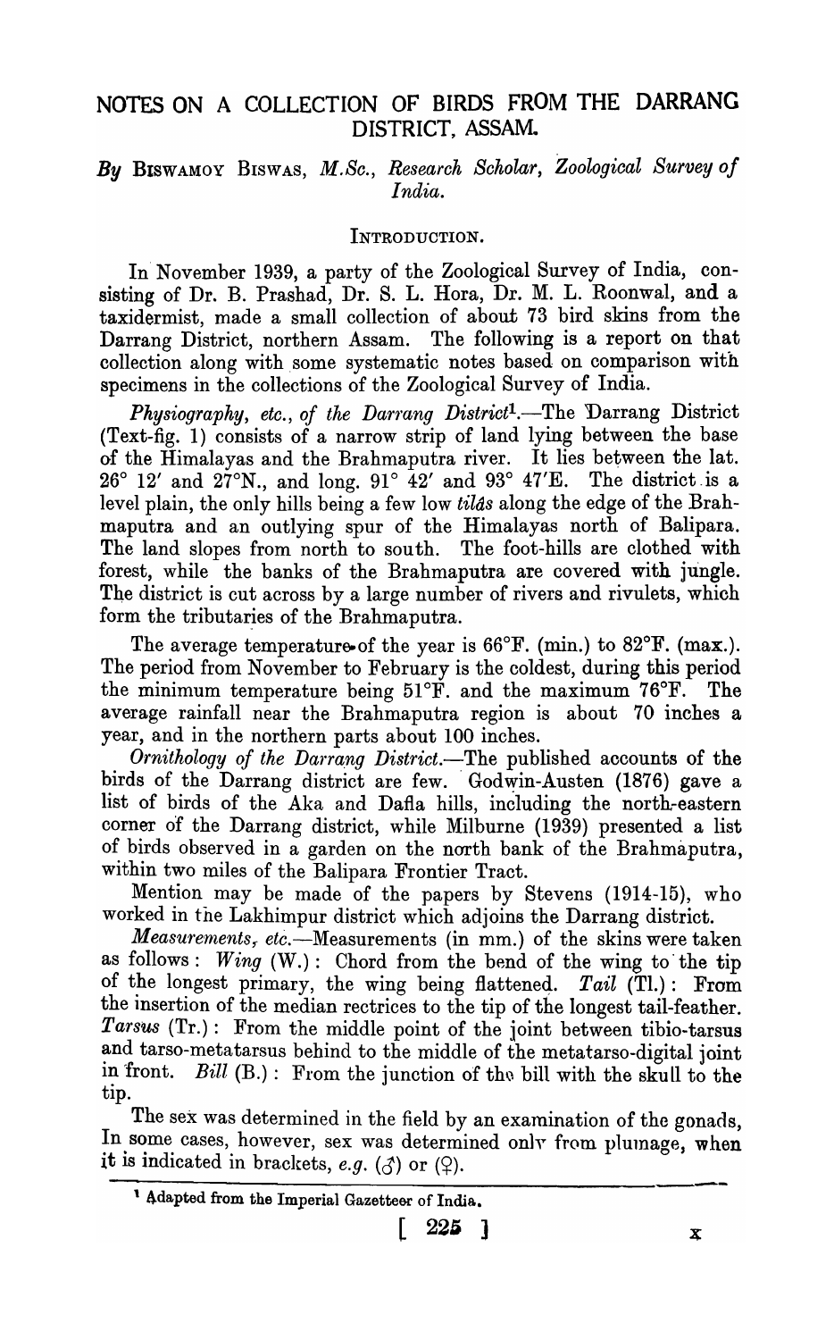# NOTES ON A COLLECTION OF BIRDS FROM THE DARRANG DISTRICT, ASSAM.

*By* BISWAMOY BISWAS, *M.Sc., Research Scholar, Zoological Survey of India.*

## INTRODUCTION.

In November 1939, a party of the Zoological Survey of India, consisting of Dr. B. Prashad, Dr. S. L. Hora, Dr. M. L. Roonwal, and a taxidermist, made a small collection of about 73 bird skins from the Darrang District, northern Assam. The following is a report on that collection along with some systematic notes based on comparison with specimens in the collections of the Zoological Survey of India.

*Physiography, etc., of the Darrang District*[1].—The Darrang District (Text-fig. 1) consists of a narrow strip of land lying between the base of the Himalayas and the Brahmaputra river. It lies between the lat. 26° 12′ and 27°N., and long. 91° 42′ and 93° 47′E. The district is a level plain, the only hills being a few low *tilâs* along the edge of the Brahmaputra and an outlying spur of the Himalayas north of Balipara. The land slopes from north to south. The foot-hills are clothed with forest, while the banks of the Brahmaputra are covered with jungle. The district is cut across by a large number of rivers and rivulets, which form the tributaries of the Brahmaputra.

The average temperature of the year is 66°F. (min.) to 82°F. (max.). The period from November to February is the coldest, during this period the minimum temperature being 51°F. and the maximum 76°F. The average rainfall near the Brahmaputra region is about 70 inches a year, and in the northern parts about 100 inches.

*Ornithology of the Darrang District.*—The published accounts of the birds of the Darrang district are few. Godwin-Austen (1876) gave a list of birds of the Aka and Dafla hills, including the north-eastern corner of the Darrang district, while Milburne (1939) presented a list of birds observed in a garden on the north bank of the Brahmaputra, within two miles of the Balipara Frontier Tract.

Mention may be made of the papers by Stevens (1914-15), who worked in the Lakhimpur district which adjoins the Darrang district.

*Measurements, etc.*—Measurements (in mm.) of the skins were taken as follows: *Wing* (W.): Chord from the bend of the wing to the tip of the longest primary, the wing being flattened. *Tail* (Tl.): From the insertion of the median rectrices to the tip of the longest tail-feather. *Tarsus* (Tr.): From the middle point of the joint between tibio-tarsus and tarso-metatarsus behind to the middle of the metatarso-digital joint in front. *Bill* (B.): From the junction of the bill with the skull to the tip.

The sex was determined in the field by an examination of the gonads, In some cases, however, sex was determined only from plumage, when it is indicated in brackets, *e.g.* (♂) or (♀).

[1] Adapted from the Imperial Gazetteer of India.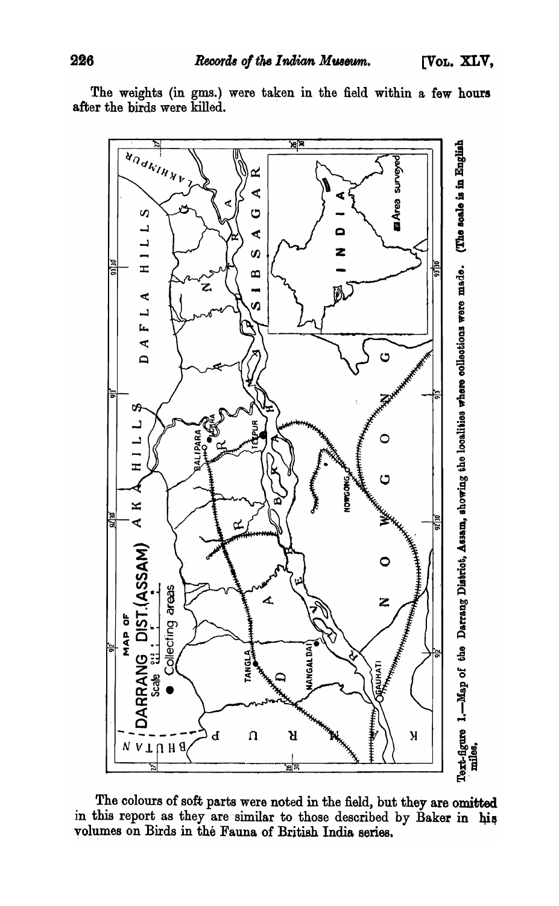The weights (in gms.) were taken in the field within a few hours after the birds were killed.

Text-figure 1.—Map of the Darrang District, Assam, showing the localities where collections were made. (The scale is in English miles.)

The colours of soft parts were noted in the field, but they are omitted in this report as they are similar to those described by Baker in his volumes on Birds in the Fauna of British India series.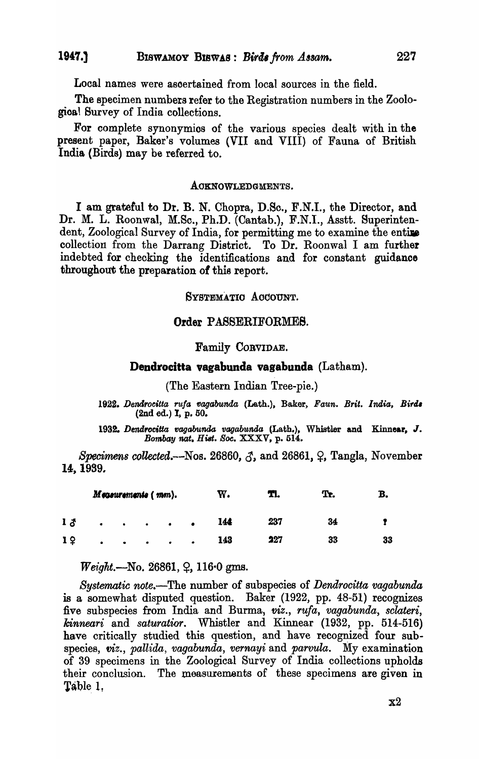Local names were ascertained from local sources in the field.

The specimen numbers refer to the Registration numbers in the Zoological Survey of India collections.

For complete synonymies of the various species dealt with in the present paper, Baker's volumes (VII and VIII) of Fauna of British India (Birds) may be referred to.

## ACKNOWLEDGMENTS.

I am grateful to Dr. B. N. Chopra, D.Sc., F.N.I., the Director, and Dr. M. L. Roonwal, M.Sc., Ph.D. (Cantab.), F.N.I., Asstt. Superintendent, Zoological Survey of India, for permitting me to examine the entire collection from the Darrang District. To Dr. Roonwal I am further indebted for checking the identifications and for constant guidance throughout the preparation of this report.

## SYSTEMATIC ACCOUNT.

### Order PASSERIFORMES.

#### Family CORVIDAE.

**Dendrocitta vagabunda vagabunda** (Latham).

(The Eastern Indian Tree-pie.)

1922. *Dendrocitta rufa vagabunda* (Lath.), Baker, *Faun. Brit. India, Birds* (2nd ed.) I, p. 50.

1932. *Dendrocitta vagabunda vagabunda* (Lath.), Whistler and Kinnear, *J. Bombay nat. Hist. Soc.* XXXV, p. 514.

*Specimens collected.*—Nos. 26860, ♂, and 26861, ♀, Tangla, November 14, 1939.

| *Measurements* (*mm*). | W. | Tl. | Tr. | B. |
|---|---|---|---|---|
| 1 ♂ | 144 | 237 | 34 | ? |
| 1 ♀ | 143 | 227 | 33 | 33 |

*Weight.*—No. 26861, ♀, 116·0 gms.

*Systematic note.*—The number of subspecies of *Dendrocitta vagabunda* is a somewhat disputed question. Baker (1922, pp. 48-51) recognizes five subspecies from India and Burma, *viz.*, *rufa*, *vagabunda*, *sclateri*, *kinneari* and *saturatior*. Whistler and Kinnear (1932, pp. 514-516) have critically studied this question, and have recognized four subspecies, *viz.*, *pallida*, *vagabunda*, *vernayi* and *parvula*. My examination of 39 specimens in the Zoological Survey of India collections upholds their conclusion. The measurements of these specimens are given in Table 1,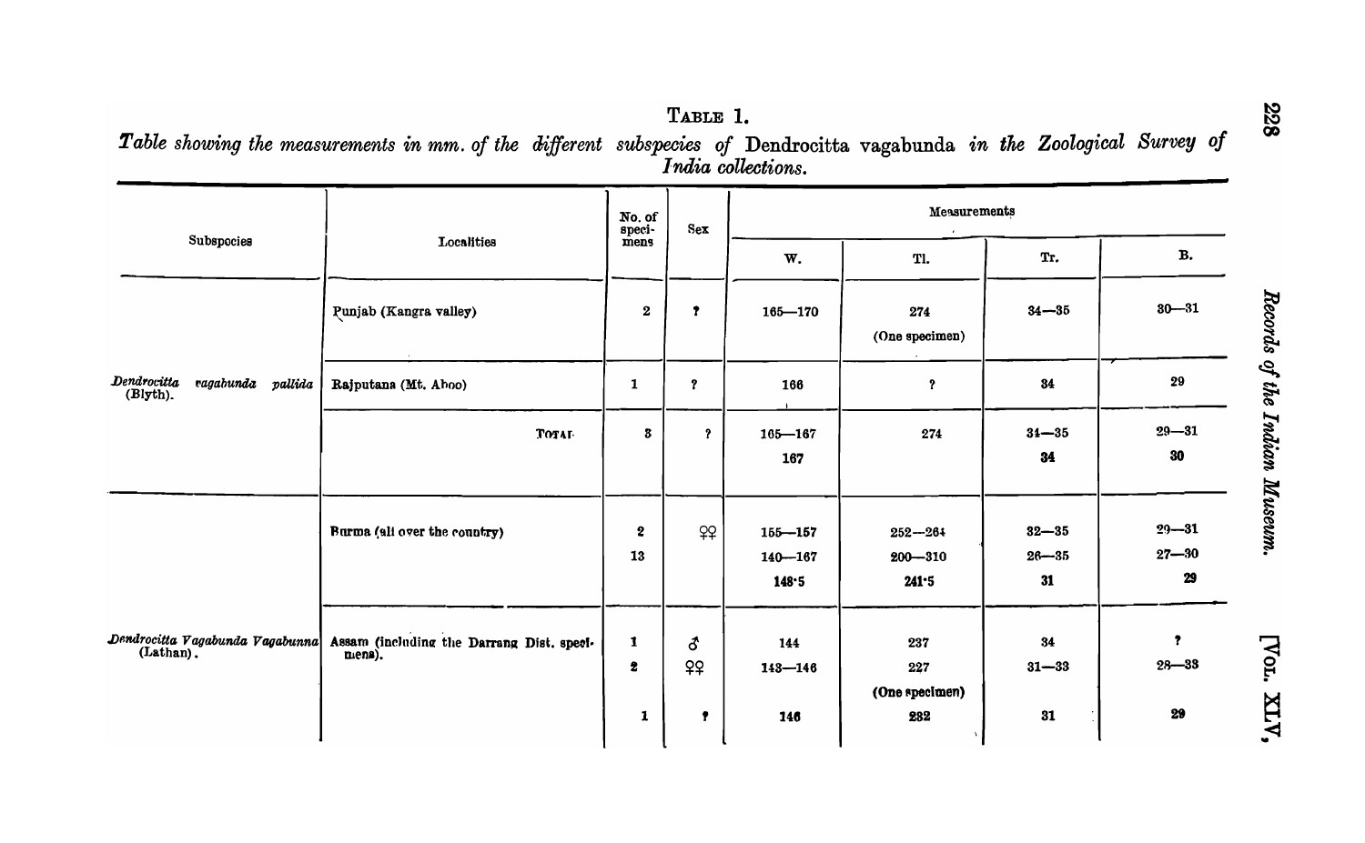TABLE 1.

*Table showing the measurements in mm. of the different subspecies of* Dendrocitta vagabunda *in the Zoological Survey of India collections.*

| Subspecies | Localities | No. of speci- mens | Sex | Measurements | | | |
|---|---|---|---|---|---|---|---|
| | | | | W. | Tl. | Tr. | B. |
| *Dendrocitta vagabunda pallida* (Blyth). | Punjab (Kangra valley) | 2 | ? | 165—170 | 274 (One specimen) | 34—35 | 30—31 |
| | Rajputana (Mt. Aboo) | 1 | ? | 166 | ? | 34 | 29 |
| | TOTAL | 3 | ? | 165—167 | 274 | 34—35 | 29—31 |
| | | | | **167** | | **34** | **30** |
| *Dendrocitta Vagabunda Vagabunna* (Lathan). | Burma (all over the country) | 2 | ♀♀ | 155—157 | 252—264 | 32—35 | 29—31 |
| | | 13 | | 140—167 | 200—310 | 26—35 | 27—30 |
| | | | | **148·5** | **241·5** | **31** | **29** |
| | Assam (including the Darrang Dist. specimens). | 1 | ♂ | 144 | 237 | 34 | ? |
| | | 2 | ♀♀ | 143—146 | 227 (One specimen) | 31—33 | 28—33 |
| | | 1 | ? | 146 | 232 | 31 | 29 |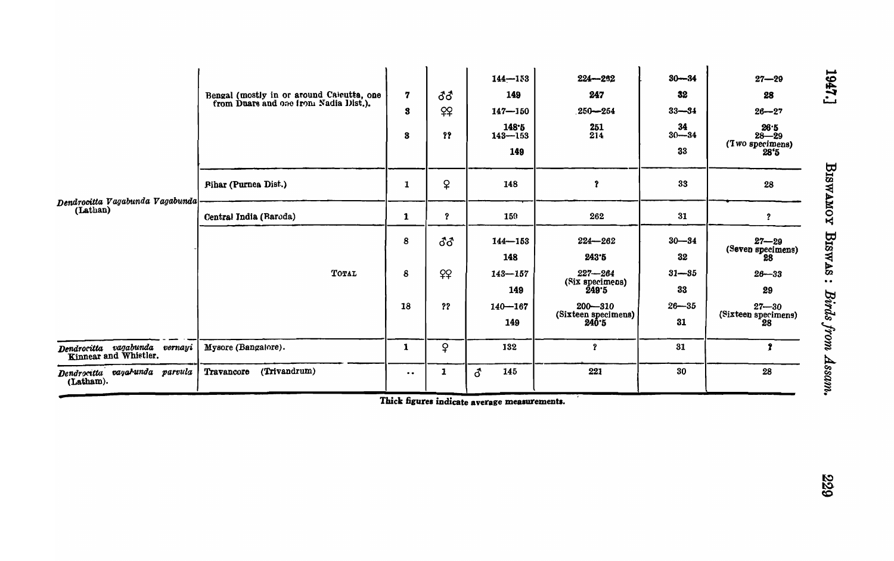| | | | | | | | |
|---|---|---|---|---|---|---|---|
| *Dendrocitta Vagabunda Vagabunda* (Lathan) | Bengal (mostly in or around Calcutta, one from Duars and one from Nadia Dist.). | 7 | ♂♂ | 144—153 **149** | 224—262 **247** | 30—34 **32** | 27—29 **28** |
| | | 3 | ♀♀ | 147—150 **148·5** | 250—254 **251** | 33—34 **34** | 26—27 **26·5** |
| | | 8 | ?? | 143—153 **149** | 214 | 30—34 **33** | 28—29 (Two specimens) **28·5** |
| | Bihar (Purnea Dist.) | 1 | ♀ | 148 | ? | 33 | 28 |
| | Central India (Baroda) | 1 | ? | 159 | 262 | 31 | ? |
| | TOTAL | 8 | ♂♂ | 144—153 **148** | 224—262 **243·5** | 30—34 **32** | 27—29 (Seven specimens) **28** |
| | | 8 | ♀♀ | 143—157 **149** | 227—264 (Six specimens) **249·5** | 31—35 **33** | 26—33 **29** |
| | | 18 | ?? | 140—167 **149** | 200—310 (Sixteen specimens) **240·5** | 26—35 **31** | 27—30 (Sixteen specimens) **28** |
| *Dendrocitta vagabunda vernayi* Kinnear and Whistler. | Mysore (Bangalore). | 1 | ♀ | 132 | ? | 31 | ? |
| *Dendrocitta vagabunda parvula* (Latham). | Travancore (Trivandrum) | .. | 1 | ♂ 145 | 221 | 30 | 28 |

Thick figures indicate average measurements.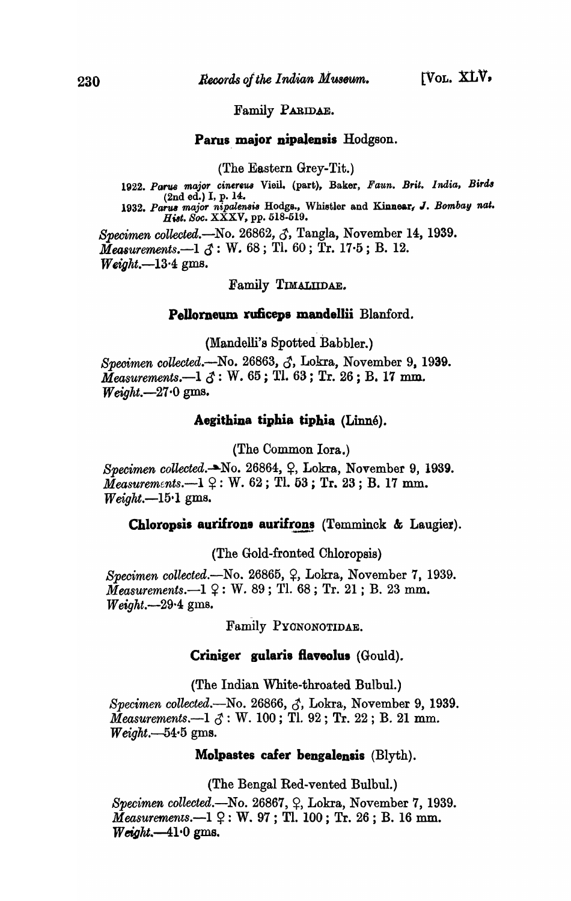## Family PARIDAE.

### **Parus major nipalensis** Hodgson.

(The Eastern Grey-Tit.)

1922. *Parus major cinereus* Vieil. (part), Baker, *Faun. Brit. India, Birds* (2nd ed.) I, p. 14.
1932. *Parus major nipalensis* Hodgs., Whistler and Kinnear, *J. Bombay nat. Hist. Soc.* XXXV, pp. 518-519.

*Specimen collected.*—No. 26862, ♂, Tangla, November 14, 1939.
*Measurements.*—1 ♂ : W. 68 ; Tl. 60 ; Tr. 17·5 ; B. 12.
*Weight.*—13·4 gms.

## Family TIMALIIDAE.

### **Pellorneum ruficeps mandellii** Blanford.

(Mandelli's Spotted Babbler.)

*Specimen collected.*—No. 26863, ♂, Lokra, November 9, 1939.
*Measurements.*—1 ♂ : W. 65 ; Tl. 63 ; Tr. 26 ; B. 17 mm.
*Weight.*—27·0 gms.

### **Aegithina tiphia tiphia** (Linné).

(The Common Iora.)

*Specimen collected.*—No. 26864, ♀, Lokra, November 9, 1939.
*Measurements.*—1 ♀ : W. 62 ; Tl. 53 ; Tr. 23 ; B. 17 mm.
*Weight.*—15·1 gms.

### **Chloropsis aurifrons aurifrons** (Temminck & Laugier).

(The Gold-fronted Chloropsis)

*Specimen collected.*—No. 26865, ♀, Lokra, November 7, 1939.
*Measurements.*—1 ♀ : W. 89 ; Tl. 68 ; Tr. 21 ; B. 23 mm.
*Weight.*—29·4 gms.

## Family PYCNONOTIDAE.

### **Criniger gularis flaveolus** (Gould).

(The Indian White-throated Bulbul.)

*Specimen collected.*—No. 26866, ♂, Lokra, November 9, 1939.
*Measurements.*—1 ♂ : W. 100 ; Tl. 92 ; Tr. 22 ; B. 21 mm.
*Weight.*—54·5 gms.

### **Molpastes cafer bengalensis** (Blyth).

(The Bengal Red-vented Bulbul.)

*Specimen collected.*—No. 26867, ♀, Lokra, November 7, 1939.
*Measurements.*—1 ♀ : W. 97 ; Tl. 100 ; Tr. 26 ; B. 16 mm.
*Weight.*—41·0 gms.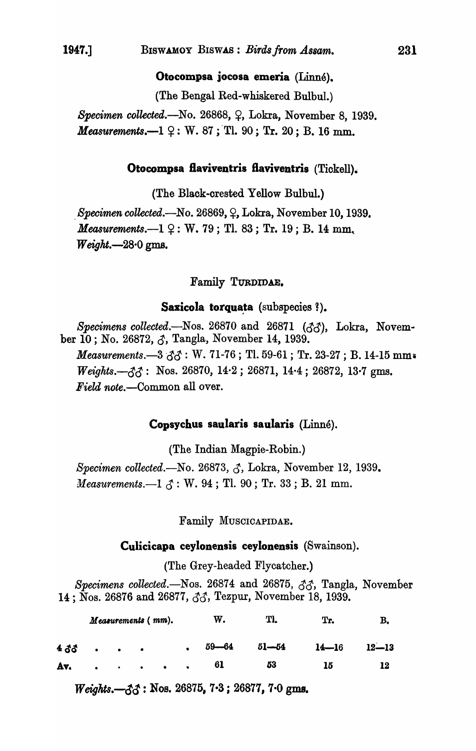### Otocompsa jocosa emeria (Linné).

(The Bengal Red-whiskered Bulbul.)

*Specimen collected.*—No. 26868, ♀, Lokra, November 8, 1939.
*Measurements.*—1 ♀: W. 87; Tl. 90; Tr. 20; B. 16 mm.

### Otocompsa flaviventris flaviventris (Tickell).

(The Black-crested Yellow Bulbul.)

*Specimen collected.*—No. 26869, ♀, Lokra, November 10, 1939.
*Measurements.*—1 ♀: W. 79; Tl. 83; Tr. 19; B. 14 mm.
*Weight.*—28·0 gms.

## Family TURDIDAE.

### Saxicola torquata (subspecies ?).

*Specimens collected.*—Nos. 26870 and 26871 (♂♂), Lokra, November 10; No. 26872, ♂, Tangla, November 14, 1939.
*Measurements.*—3 ♂♂: W. 71-76; Tl. 59-61; Tr. 23-27; B. 14-15 mm.
*Weights.*—♂♂: Nos. 26870, 14·2; 26871, 14·4; 26872, 13·7 gms.
*Field note.*—Common all over.

### Copsychus saularis saularis (Linné).

(The Indian Magpie-Robin.)

*Specimen collected.*—No. 26873, ♂, Lokra, November 12, 1939.
*Measurements.*—1 ♂: W. 94; Tl. 90; Tr. 33; B. 21 mm.

## Family MUSCICAPIDAE.

### Culicicapa ceylonensis ceylonensis (Swainson).

(The Grey-headed Flycatcher.)

*Specimens collected.*—Nos. 26874 and 26875, ♂♂, Tangla, November 14; Nos. 26876 and 26877, ♂♂, Tezpur, November 18, 1939.

| *Measurements* (*mm*). | W. | Tl. | Tr. | B. |
|---|---|---|---|---|
| 4 ♂♂ . . . . | 59—64 | 51—54 | 14—16 | 12—13 |
| Av. . . . . . | 61 | 53 | 15 | 12 |

*Weights.*—♂♂: Nos. 26875, 7·3; 26877, 7·0 gms.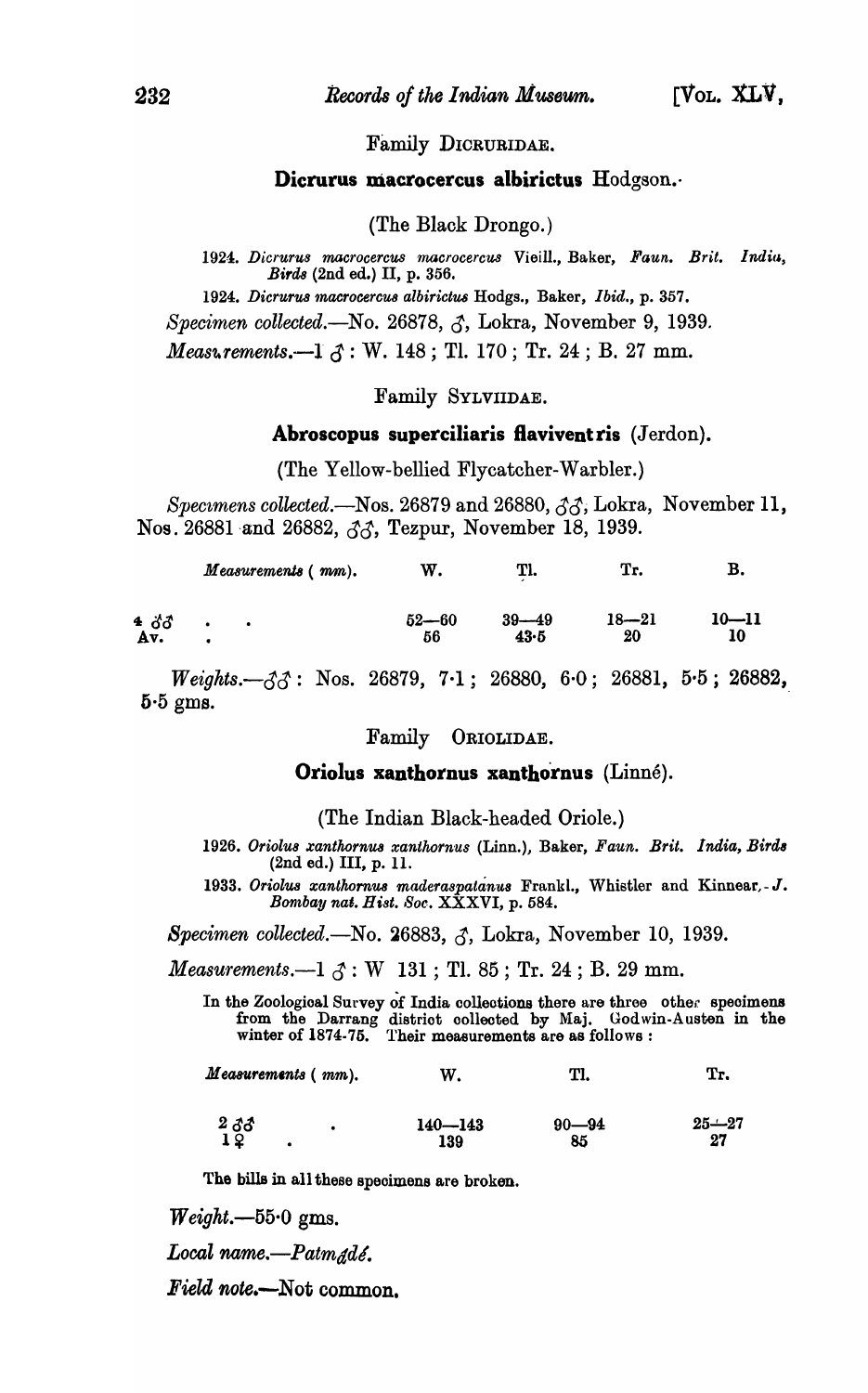Family DICRURIDAE.

### Dicrurus macrocercus albirictus Hodgson.

(The Black Drongo.)

1924. *Dicrurus macrocercus macrocercus* Vieill., Baker, *Faun. Brit. India, Birds* (2nd ed.) II, p. 356.

1924. *Dicrurus macrocercus albirictus* Hodgs., Baker, *Ibid.*, p. 357.

*Specimen collected.*—No. 26878, ♂, Lokra, November 9, 1939.

*Measurements.*—1 ♂ : W. 148 ; Tl. 170 ; Tr. 24 ; B. 27 mm.

Family SYLVIIDAE.

### Abroscopus superciliaris flaviventris (Jerdon).

(The Yellow-bellied Flycatcher-Warbler.)

*Specimens collected.*—Nos. 26879 and 26880, ♂♂, Lokra, November 11, Nos. 26881 and 26882, ♂♂, Tezpur, November 18, 1939.

| *Measurements* (*mm*). | W. | Tl. | Tr. | B. |
|---|---|---|---|---|
| 4 ♂♂ . . | 52—60 | 39—49 | 18—21 | 10—11 |
| Av. . | 56 | 43·5 | 20 | 10 |

*Weights.*—♂♂ : Nos. 26879, 7·1 ; 26880, 6·0 ; 26881, 5·5 ; 26882, 5·5 gms.

Family ORIOLIDAE.

### Oriolus xanthornus xanthornus (Linné).

(The Indian Black-headed Oriole.)

1926. *Oriolus xanthornus xanthornus* (Linn.), Baker, *Faun. Brit. India, Birds* (2nd ed.) III, p. 11.

1933. *Oriolus xanthornus maderaspatanus* Frankl., Whistler and Kinnear, *J. Bombay nat. Hist. Soc.* XXXVI, p. 584.

*Specimen collected.*—No. 26883, ♂, Lokra, November 10, 1939.

*Measurements.*—1 ♂ : W 131 ; Tl. 85 ; Tr. 24 ; B. 29 mm.

In the Zoological Survey of India collections there are three other specimens from the Darrang district collected by Maj. Godwin-Austen in the winter of 1874-75. Their measurements are as follows :

| *Measurements* (*mm*). | W. | Tl. | Tr. |
|---|---|---|---|
| 2 ♂♂ . | 140—143 | 90—94 | 25—27 |
| 1 ♀ . | 139 | 85 | 27 |

The bills in all these specimens are broken.

*Weight.*—55·0 gms.

*Local name.*—*Patmądé.*

*Field note.*—Not common.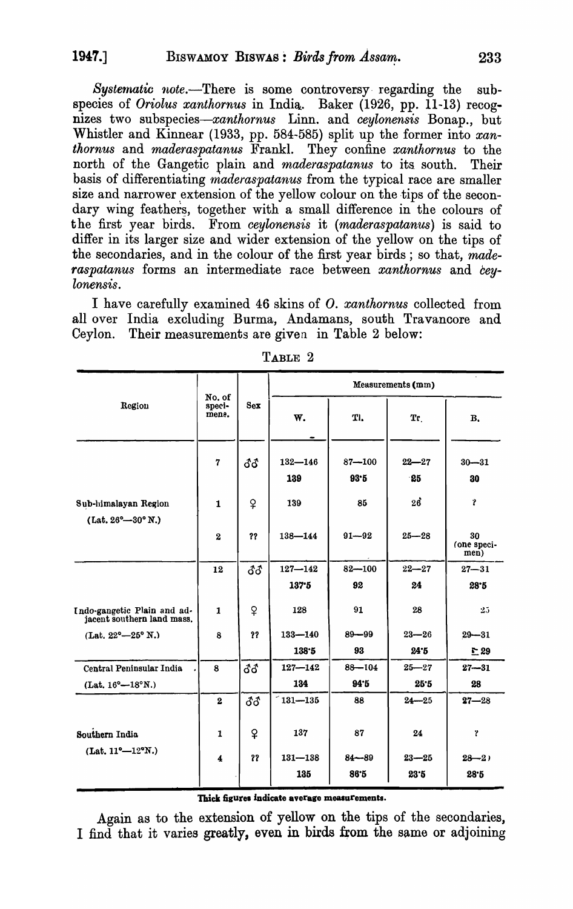*Systematic note*.—There is some controversy regarding the subspecies of *Oriolus xanthornus* in India. Baker (1926, pp. 11-13) recognizes two subspecies—*xanthornus* Linn. and *ceylonensis* Bonap., but Whistler and Kinnear (1933, pp. 584-585) split up the former into *xanthornus* and *maderaspatanus* Frankl. They confine *xanthornus* to the north of the Gangetic plain and *maderaspatanus* to its south. Their basis of differentiating *maderaspatanus* from the typical race are smaller size and narrower extension of the yellow colour on the tips of the secondary wing feathers, together with a small difference in the colours of the first year birds. From *ceylonensis* it (*maderaspatanus*) is said to differ in its larger size and wider extension of the yellow on the tips of the secondaries, and in the colour of the first year birds; so that, *maderaspatanus* forms an intermediate race between *xanthornus* and *ceylonensis*.

I have carefully examined 46 skins of *O. xanthornus* collected from all over India excluding Burma, Andamans, south Travancore and Ceylon. Their measurements are given in Table 2 below:

TABLE 2

| Region | No. of specimens. | Sex | Measurements (mm) | | | |
|---|---|---|---|---|---|---|
| | | | W. | Tl. | Tr. | B. |
| Sub-himalayan Region (Lat. 26°—30° N.) | 7 | ♂♂ | 132—146 **139** | 87—100 **93·5** | 22—27 **25** | 30—31 **30** |
| | 1 | ♀ | 139 | 85 | 26 | ? |
| | 2 | ?? | 138—144 | 91—92 | 25—28 | 30 (one specimen) |
| Indo-gangetic Plain and adjacent southern land mass. (Lat. 22°—25° N.) | 12 | ♂♂ | 127—142 **137·5** | 82—100 **92** | 22—27 **24** | 27—31 **28·5** |
| | 1 | ♀ | 128 | 91 | 28 | 25 |
| | 8 | ?? | 133—140 **138·5** | 89—99 **93** | 23—26 **24·5** | 29—31 **29** |
| Central Peninsular India (Lat. 16°—18°N.) | 8 | ♂♂ | 127—142 **134** | 88—104 **94·5** | 25—27 **25·5** | 27—31 **28** |
| Southern India (Lat. 11°—12°N.) | 2 | ♂♂ | 131—135 | 88 | 24—25 | 27—28 |
| | 1 | ♀ | 137 | 87 | 24 | ? |
| | 4 | ?? | 131—138 **135** | 84—89 **86·5** | 23—25 **23·5** | 28—29 **28·5** |

**Thick figures indicate average measurements.**

Again as to the extension of yellow on the tips of the secondaries, I find that it varies greatly, even in birds from the same or adjoining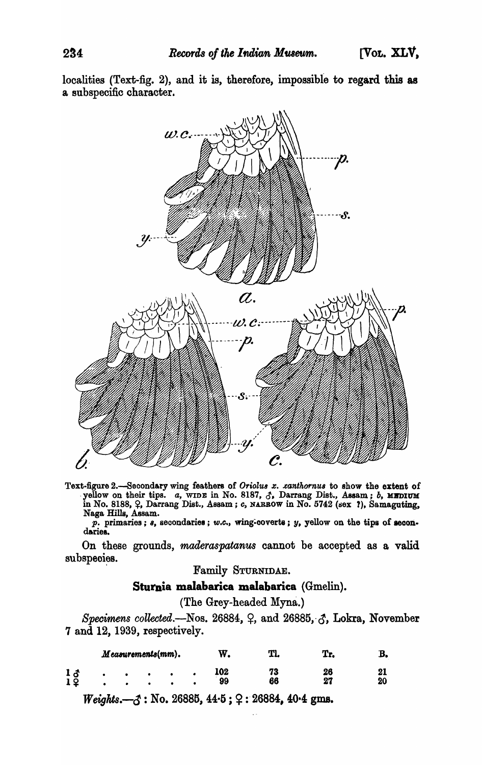localities (Text-fig. 2), and it is, therefore, impossible to regard this as a subspecific character.

Text-figure 2.—Secondary wing feathers of *Oriolus x. xanthornus* to show the extent of yellow on their tips. *a*, WIDE in No. 8187, ♂, Darrang Dist., Assam; *b*, MEDIUM in No. 8188, ♀, Darrang Dist., Assam; *c*, NARROW in No. 5742 (sex ?), Samaguting, Naga Hills, Assam.

*p*. primaries; *s*, secondaries; *w.c.*, wing-coverts; *y*, yellow on the tips of secondaries.

On these grounds, *maderaspatanus* cannot be accepted as a valid subspecies.

Family STURNIDAE.

**Sturnia malabarica malabarica** (Gmelin).

(The Grey-headed Myna.)

*Specimens collected*.—Nos. 26884, ♀, and 26885, ♂, Lokra, November 7 and 12, 1939, respectively.

| *Measurements (mm).* | W. | Tl. | Tr. | B. |
|---|---|---|---|---|
| 1 ♂ . . . . . . | 102 | 73 | 26 | 21 |
| 1 ♀ . . . . . . | 99 | 66 | 27 | 20 |

*Weights*.—♂: No. 26885, 44·5; ♀: 26884, 40·4 gms.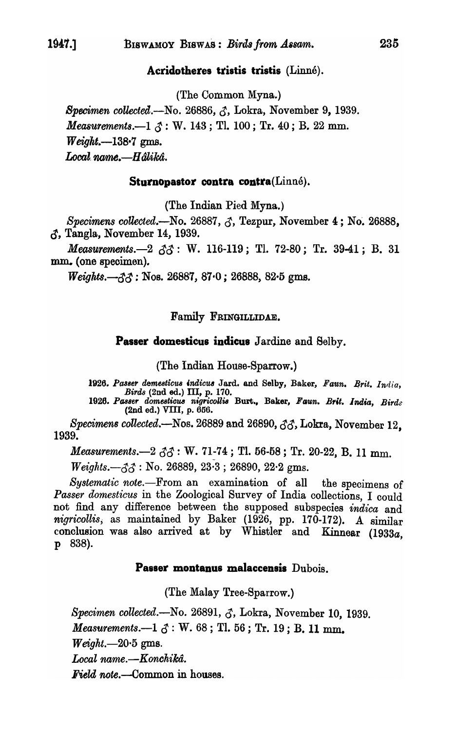**Acridotheres tristis tristis** (Linné).

(The Common Myna.)

*Specimen collected*.—No. 26886, ♂, Lokra, November 9, 1939.

*Measurements*.—1 ♂ : W. 143 ; Tl. 100 ; Tr. 40 ; B. 22 mm.

*Weight*.—138·7 gms.

*Local name*.—*Hâlikâ*.

**Sturnopastor contra contra** (Linné).

(The Indian Pied Myna.)

*Specimens collected*.—No. 26887, ♂, Tezpur, November 4 ; No. 26888, ♂, Tangla, November 14, 1939.

*Measurements*.—2 ♂♂ : W. 116-119 ; Tl. 72-80 ; Tr. 39-41 ; B. 31 mm. (one specimen).

*Weights*.—♂♂ : Nos. 26887, 87·0 ; 26888, 82·5 gms.

## Family FRINGILLIDAE.

**Passer domesticus indicus** Jardine and Selby.

(The Indian House-Sparrow.)

1926. *Passer demesticus indicus* Jard. and Selby, Baker, *Faun. Brit. India, Birds* (2nd ed.) III, p. 170.
1926. *Passer domesticus nigricollis* Burt., Baker, *Faun. Brit. India, Birds* (2nd ed.) VIII, p. 656.

*Specimens collected*.—Nos. 26889 and 26890, ♂♂, Lokra, November 12, 1939.

*Measurements*.—2 ♂♂ : W. 71-74 ; Tl. 56-58 ; Tr. 20-22, B. 11 mm.

*Weights*.—♂♂ : No. 26889, 23·3 ; 26890, 22·2 gms.

*Systematic note*.—From an examination of all the specimens of *Passer domesticus* in the Zoological Survey of India collections, I could not find any difference between the supposed subspecies *indica* and *nigricollis*, as maintained by Baker (1926, pp. 170-172). A similar conclusion was also arrived at by Whistler and Kinnear (1933*a*, p 838).

**Passer montanus malaccensis** Dubois.

(The Malay Tree-Sparrow.)

*Specimen collected*.—No. 26891, ♂, Lokra, November 10, 1939.

*Measurements*.—1 ♂ : W. 68 ; Tl. 56 ; Tr. 19 ; B. 11 mm.

*Weight*.—20·5 gms.

*Local name*.—*Konchikâ*.

*Field note*.—Common in houses.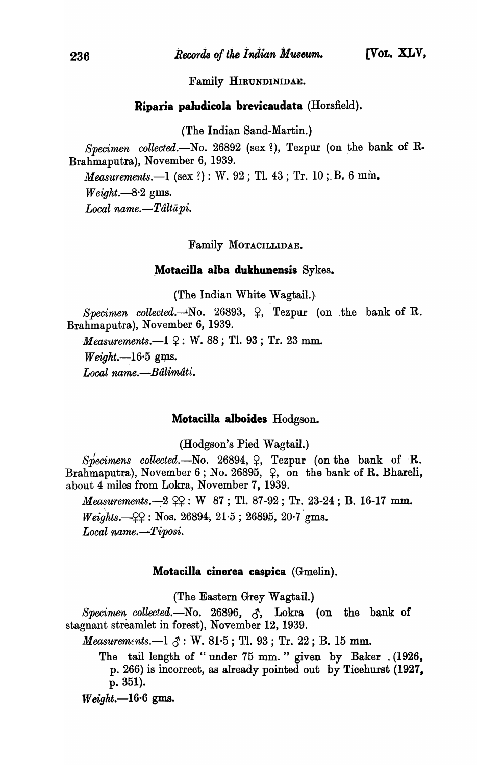Family Hirundinidae.

### Riparia paludicola brevicaudata (Horsfield).

(The Indian Sand-Martin.)

*Specimen collected*.—No. 26892 (sex ?), Tezpur (on the bank of R. Brahmaputra), November 6, 1939.

*Measurements*.—1 (sex ?) : W. 92 ; Tl. 43 ; Tr. 10 ; B. 6 mm.

*Weight*.—8·2 gms.

*Local name*.—*Tâltāpi*.

Family Motacillidae.

### Motacilla alba dukhunensis Sykes.

(The Indian White Wagtail.)

*Specimen collected*.—No. 26893, ♀, Tezpur (on the bank of R. Brahmaputra), November 6, 1939.

*Measurements*.—1 ♀ : W. 88 ; Tl. 93 ; Tr. 23 mm.

*Weight*.—16·5 gms.

*Local name*.—*Bâlimâti*.

### Motacilla alboides Hodgson.

(Hodgson's Pied Wagtail.)

*Specimens collected*.—No. 26894, ♀, Tezpur (on the bank of R. Brahmaputra), November 6 ; No. 26895, ♀, on the bank of R. Bhareli, about 4 miles from Lokra, November 7, 1939.

*Measurements*.—2 ♀♀ : W 87 ; Tl. 87-92 ; Tr. 23-24 ; B. 16-17 mm.

*Weights*.—♀♀ : Nos. 26894, 21·5 ; 26895, 20·7 gms.

*Local name*.—*Tiposi*.

### Motacilla cinerea caspica (Gmelin).

(The Eastern Grey Wagtail.)

*Specimen collected*.—No. 26896, ♂, Lokra (on the bank of stagnant streamlet in forest), November 12, 1939.

*Measurements*.—1 ♂ : W. 81·5 ; Tl. 93 ; Tr. 22 ; B. 15 mm.

The tail length of " under 75 mm. " given by Baker (1926, p. 266) is incorrect, as already pointed out by Ticehurst (1927, p. 351).

*Weight*.—16·6 gms.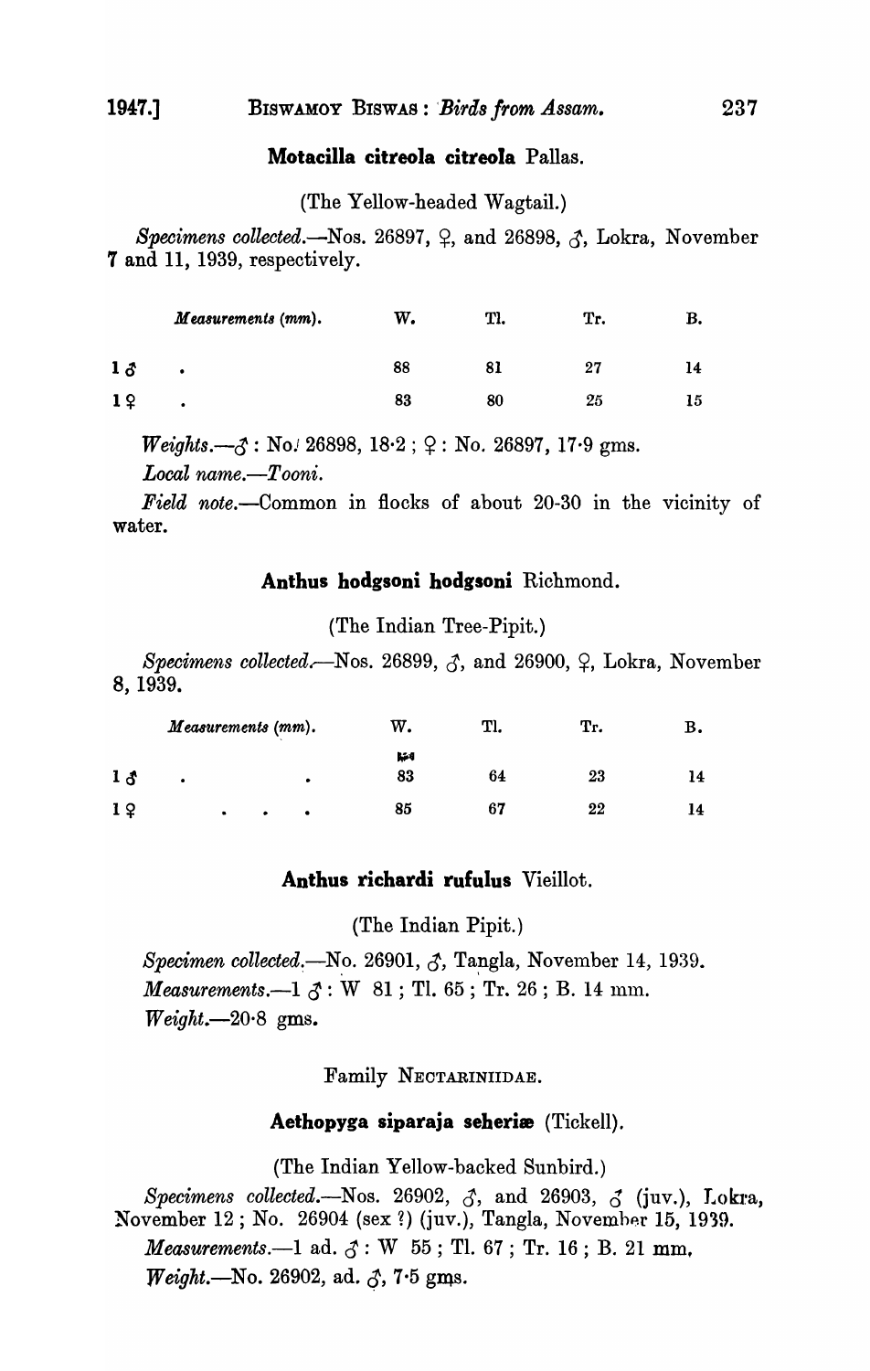### Motacilla citreola citreola Pallas.

(The Yellow-headed Wagtail.)

*Specimens collected.*—Nos. 26897, ♀, and 26898, ♂, Lokra, November 7 and 11, 1939, respectively.

| *Measurements (mm).* | W. | Tl. | Tr. | B. |
|---|---|---|---|---|
| 1 ♂ . | 88 | 81 | 27 | 14 |
| 1 ♀ . | 83 | 80 | 25 | 15 |

*Weights.*—♂ : No. 26898, 18·2 ; ♀ : No. 26897, 17·9 gms.

*Local name.*—*Tooni.*

*Field note.*—Common in flocks of about 20-30 in the vicinity of water.

### Anthus hodgsoni hodgsoni Richmond.

(The Indian Tree-Pipit.)

*Specimens collected.*—Nos. 26899, ♂, and 26900, ♀, Lokra, November 8, 1939.

| *Measurements (mm).* | W. | Tl. | Tr. | B. |
|---|---|---|---|---|
| 1 ♂ . . | 83 | 64 | 23 | 14 |
| 1 ♀ . . . . | 85 | 67 | 22 | 14 |

### Anthus richardi rufulus Vieillot.

(The Indian Pipit.)

*Specimen collected.*—No. 26901, ♂, Tangla, November 14, 1939.

*Measurements.*—1 ♂ : W 81 ; Tl. 65 ; Tr. 26 ; B. 14 mm.

*Weight.*—20·8 gms.

## Family Nectariniidae.

### Aethopyga siparaja seheriæ (Tickell).

(The Indian Yellow-backed Sunbird.)

*Specimens collected.*—Nos. 26902, ♂, and 26903, ♂ (juv.), Lokra, November 12 ; No. 26904 (sex ?) (juv.), Tangla, November 15, 1939.

*Measurements.*—1 ad. ♂ : W 55 ; Tl. 67 ; Tr. 16 ; B. 21 mm.

*Weight.*—No. 26902, ad. ♂, 7·5 gms.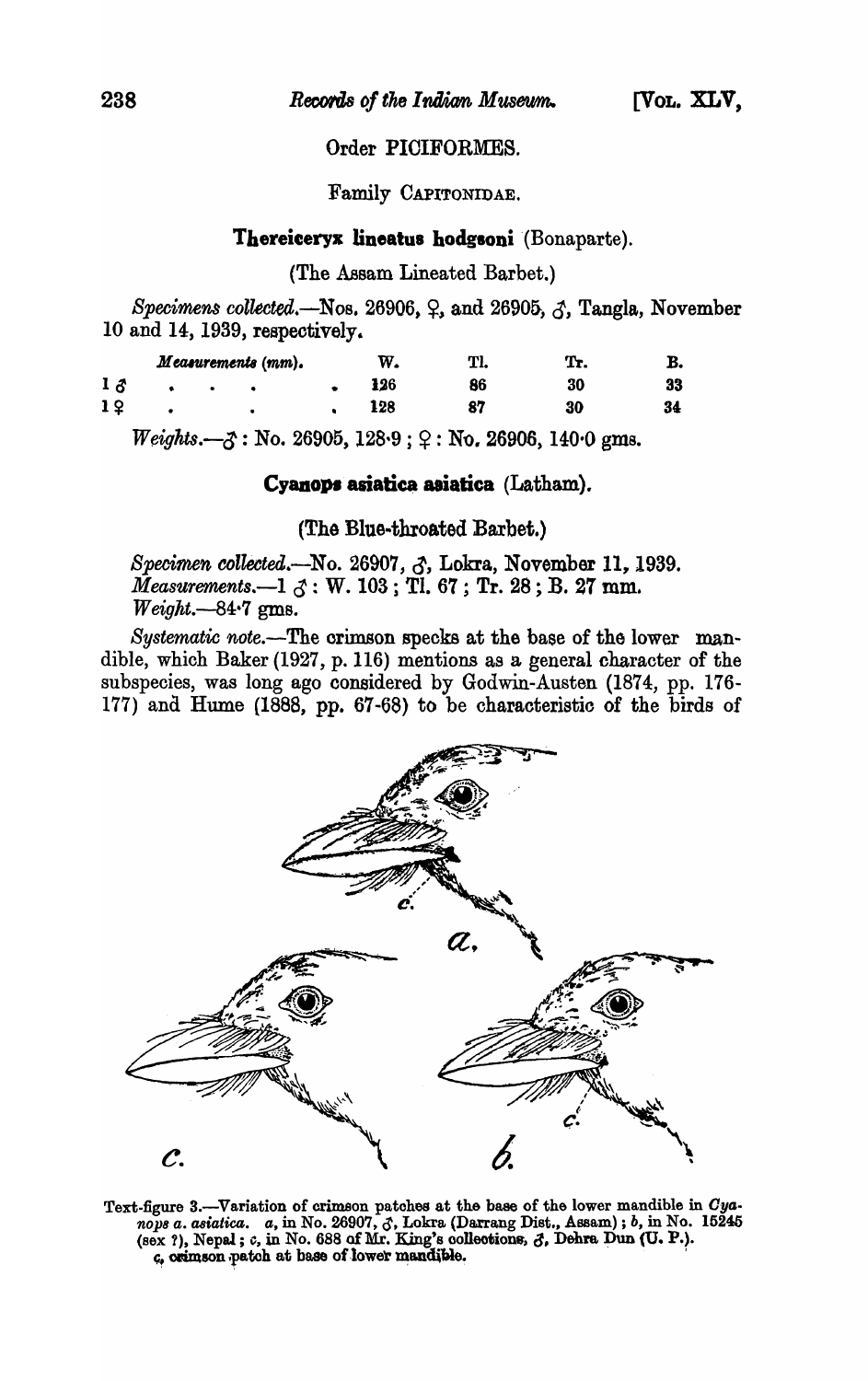## Order PICIFORMES.

### Family CAPITONIDAE.

#### **Thereiceryx lineatus hodgsoni** (Bonaparte).

(The Assam Lineated Barbet.)

*Specimens collected.*—Nos. 26906, ♀, and 26905, ♂, Tangla, November 10 and 14, 1939, respectively.

| *Measurements* (mm). | W. | Tl. | Tr. | B. |
|---|---|---|---|---|
| 1 ♂ . . . . | 126 | 86 | 30 | 33 |
| 1 ♀ . . . | 128 | 87 | 30 | 34 |

*Weights.*—♂ : No. 26905, 128·9 ; ♀ : No. 26906, 140·0 gms.

#### **Cyanops asiatica asiatica** (Latham).

(The Blue-throated Barbet.)

*Specimen collected.*—No. 26907, ♂, Lokra, November 11, 1939.
*Measurements.*—1 ♂ : W. 103 ; Tl. 67 ; Tr. 28 ; B. 27 mm.
*Weight.*—84·7 gms.

*Systematic note.*—The crimson specks at the base of the lower mandible, which Baker (1927, p. 116) mentions as a general character of the subspecies, was long ago considered by Godwin-Austen (1874, pp. 176-177) and Hume (1888, pp. 67-68) to be characteristic of the birds of

Text-figure 3.—Variation of crimson patches at the base of the lower mandible in *Cyanops a. asiatica*. *a*, in No. 26907, ♂, Lokra (Darrang Dist., Assam) ; *b*, in No. 15245 (sex ?), Nepal ; *c*, in No. 688 of Mr. King's collections, ♂, Dehra Dun (U. P.). *c*, crimson patch at base of lower mandible.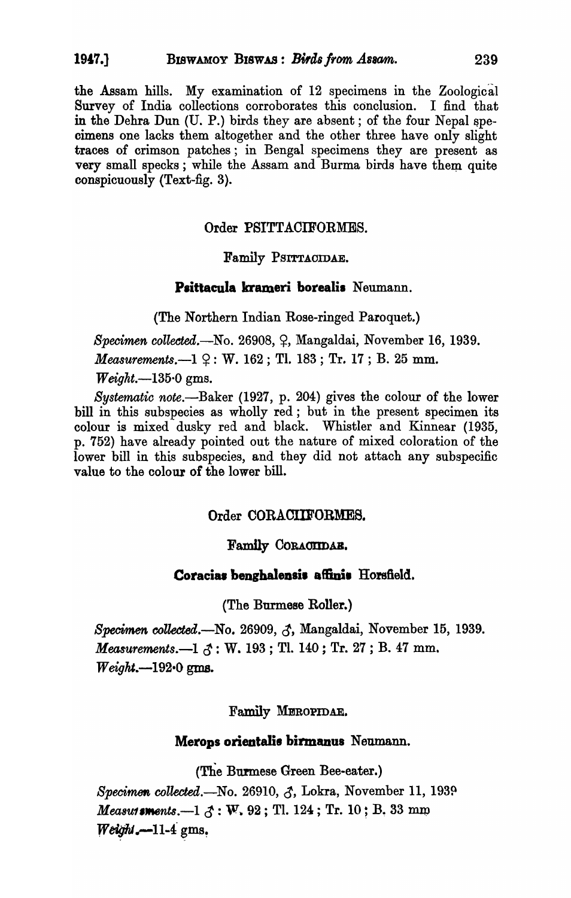the Assam hills. My examination of 12 specimens in the Zoological Survey of India collections corroborates this conclusion. I find that in the Dehra Dun (U. P.) birds they are absent; of the four Nepal specimens one lacks them altogether and the other three have only slight traces of crimson patches; in Bengal specimens they are present as very small specks; while the Assam and Burma birds have them quite conspicuously (Text-fig. 3).

## Order PSITTACIFORMES.

### Family PSITTACIDAE.

#### **Psittacula krameri borealis** Neumann.

(The Northern Indian Rose-ringed Paroquet.)

*Specimen collected*.—No. 26908, ♀, Mangaldai, November 16, 1939.

*Measurements*.—1 ♀: W. 162; Tl. 183; Tr. 17; B. 25 mm.

*Weight*.—135·0 gms.

*Systematic note*.—Baker (1927, p. 204) gives the colour of the lower bill in this subspecies as wholly red; but in the present specimen its colour is mixed dusky red and black. Whistler and Kinnear (1935, p. 752) have already pointed out the nature of mixed coloration of the lower bill in this subspecies, and they did not attach any subspecific value to the colour of the lower bill.

## Order CORACIIFORMES.

### Family CORACIIDAE.

#### **Coracias benghalensis affinis** Horsfield.

(The Burmese Roller.)

*Specimen collected*.—No. 26909, ♂, Mangaldai, November 15, 1939.

*Measurements*.—1 ♂: W. 193; Tl. 140; Tr. 27; B. 47 mm.

*Weight*.—192·0 gms.

### Family MEROPIDAE.

#### **Merops orientalis birmanus** Neumann.

(The Burmese Green Bee-eater.)

*Specimen collected*.—No. 26910, ♂, Lokra, November 11, 1939

*Measurements*.—1 ♂: W. 92; Tl. 124; Tr. 10; B. 33 mm

*Weight*.—11·4 gms.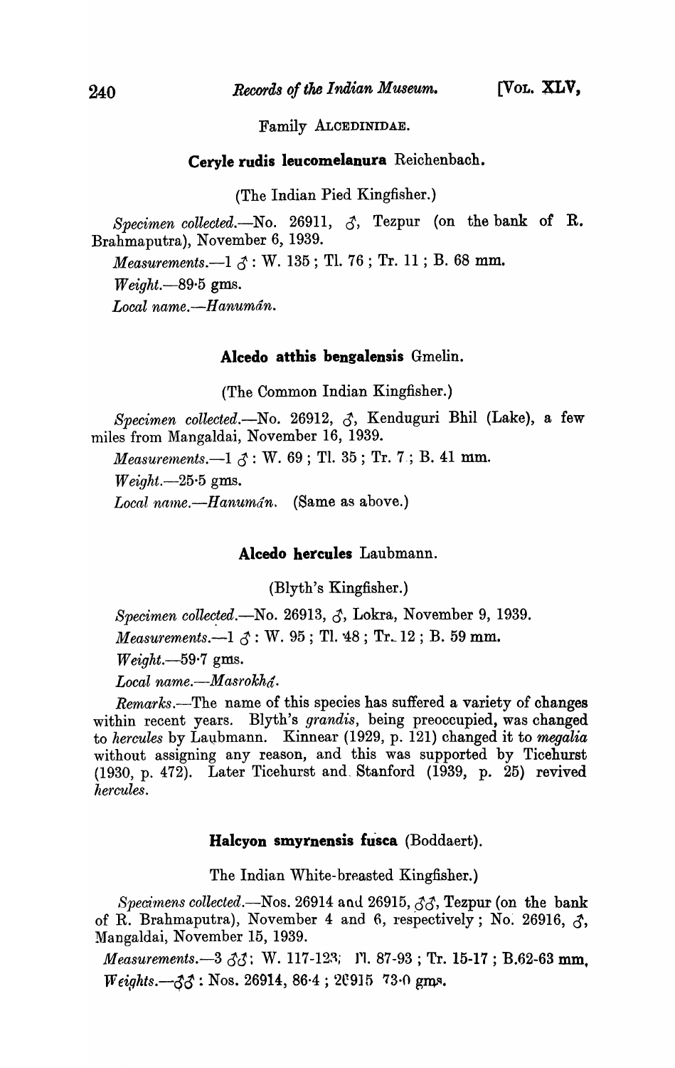Family ALCEDINIDAE.

### Ceryle rudis leucomelanura Reichenbach.

(The Indian Pied Kingfisher.)

*Specimen collected.*—No. 26911, ♂, Tezpur (on the bank of R. Brahmaputra), November 6, 1939.

*Measurements.*—1 ♂ : W. 135 ; Tl. 76 ; Tr. 11 ; B. 68 mm.

*Weight.*—89·5 gms.

*Local name.*—*Hanumán.*

### Alcedo atthis bengalensis Gmelin.

(The Common Indian Kingfisher.)

*Specimen collected.*—No. 26912, ♂, Kenduguri Bhil (Lake), a few miles from Mangaldai, November 16, 1939.

*Measurements.*—1 ♂ : W. 69 ; Tl. 35 ; Tr. 7 ; B. 41 mm.

*Weight.*—25·5 gms.

*Local name.*—*Hanumán.* (Same as above.)

### Alcedo hercules Laubmann.

(Blyth's Kingfisher.)

*Specimen collected.*—No. 26913, ♂, Lokra, November 9, 1939.

*Measurements.*—1 ♂ : W. 95 ; Tl. 48 ; Tr. 12 ; B. 59 mm.

*Weight.*—59·7 gms.

*Local name.*—*Masrokhá.*

*Remarks.*—The name of this species has suffered a variety of changes within recent years. Blyth's *grandis*, being preoccupied, was changed to *hercules* by Laubmann. Kinnear (1929, p. 121) changed it to *megalia* without assigning any reason, and this was supported by Ticehurst (1930, p. 472). Later Ticehurst and Stanford (1939, p. 25) revived *hercules*.

### Halcyon smyrnensis fusca (Boddaert).

The Indian White-breasted Kingfisher.)

*Specimens collected.*—Nos. 26914 and 26915, ♂♂, Tezpur (on the bank of R. Brahmaputra), November 4 and 6, respectively ; No. 26916, ♂, Mangaldai, November 15, 1939.

*Measurements.*—3 ♂♂ : W. 117-123 ; Tl. 87-93 ; Tr. 15-17 ; B. 62-63 mm.

*Weights.*—♂♂ : Nos. 26914, 86·4 ; 26915 73·0 gms.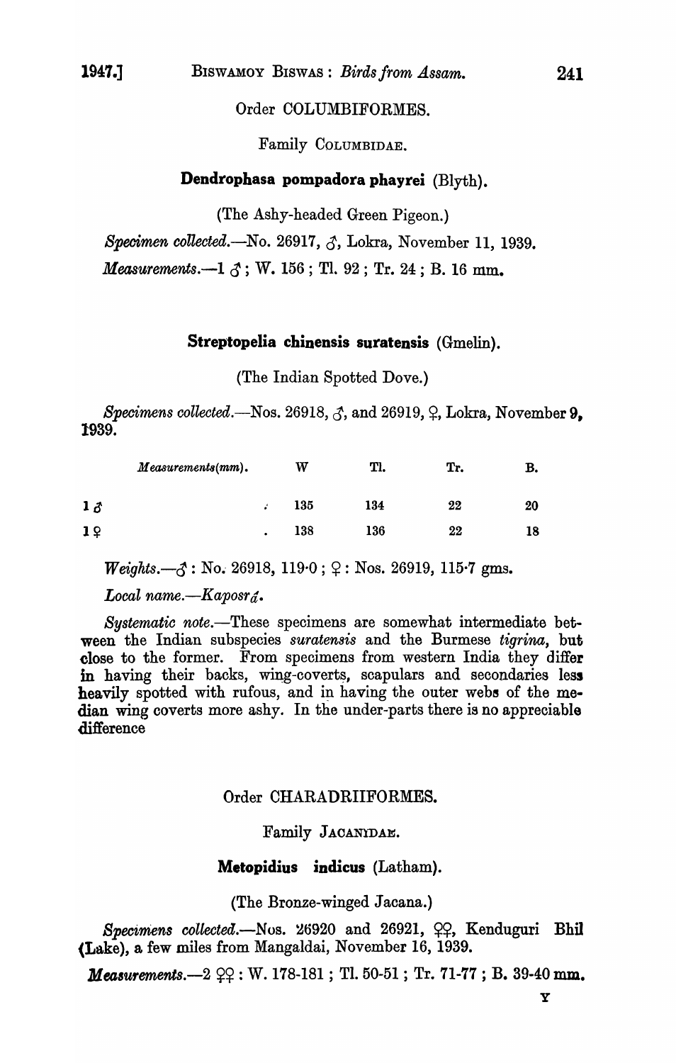## Order COLUMBIFORMES.

### Family COLUMBIDAE.

#### **Dendrophasa pompadora phayrei** (Blyth).

(The Ashy-headed Green Pigeon.)

*Specimen collected.*—No. 26917, ♂, Lokra, November 11, 1939.

*Measurements.*—1 ♂; W. 156; Tl. 92; Tr. 24; B. 16 mm.

#### **Streptopelia chinensis suratensis** (Gmelin).

(The Indian Spotted Dove.)

*Specimens collected.*—Nos. 26918, ♂, and 26919, ♀, Lokra, November 9, 1939.

| *Measurements (mm).* | W | Tl. | Tr. | B. |
|---|---|---|---|---|
| 1 ♂ | 135 | 134 | 22 | 20 |
| 1 ♀ | 138 | 136 | 22 | 18 |

*Weights.*—♂: No. 26918, 119·0; ♀: Nos. 26919, 115·7 gms.

*Local name.*—*Kaposrá.*

*Systematic note.*—These specimens are somewhat intermediate between the Indian subspecies *suratensis* and the Burmese *tigrina*, but close to the former. From specimens from western India they differ in having their backs, wing-coverts, scapulars and secondaries less heavily spotted with rufous, and in having the outer webs of the median wing coverts more ashy. In the under-parts there is no appreciable difference

## Order CHARADRIIFORMES.

### Family JACANIDAE.

#### **Metopidius indicus** (Latham).

(The Bronze-winged Jacana.)

*Specimens collected.*—Nos. 26920 and 26921, ♀♀, Kenduguri Bhil (Lake), a few miles from Mangaldai, November 16, 1939.

*Measurements.*—2 ♀♀: W. 178-181; Tl. 50-51; Tr. 71-77; B. 39-40 mm.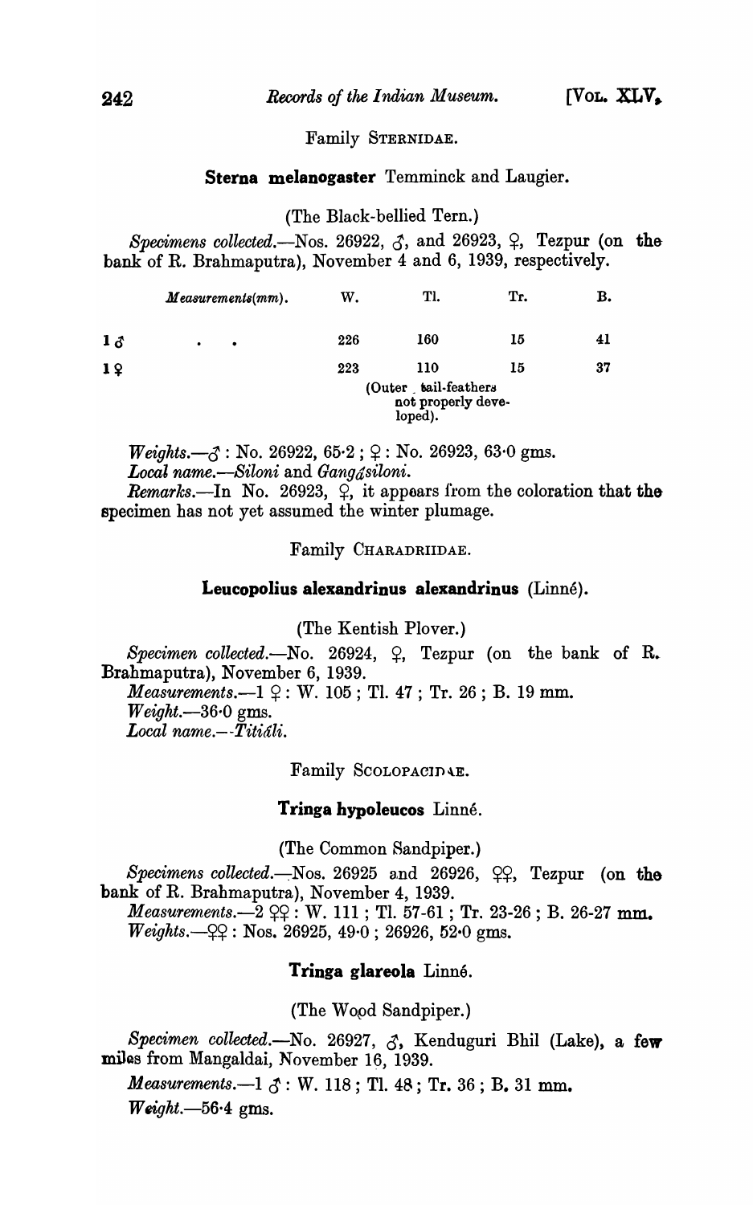Family STERNIDAE.

### Sterna melanogaster Temminck and Laugier.

(The Black-bellied Tern.)

*Specimens collected.*—Nos. 26922, ♂, and 26923, ♀, Tezpur (on the bank of R. Brahmaputra), November 4 and 6, 1939, respectively.

| *Measurements(mm).* | W. | Tl. | Tr. | B. |
|---|---|---|---|---|
| 1 ♂ . . | 226 | 160 | 15 | 41 |
| 1 ♀ | 223 | 110 (Outer tail-feathers not properly developed). | 15 | 37 |

*Weights.*—♂ : No. 26922, 65·2 ; ♀ : No. 26923, 63·0 gms.
*Local name.*—*Siloni* and *Gangásiloni.*

*Remarks.*—In No. 26923, ♀, it appears from the coloration that the specimen has not yet assumed the winter plumage.

Family CHARADRIIDAE.

### Leucopolius alexandrinus alexandrinus (Linné).

(The Kentish Plover.)

*Specimen collected.*—No. 26924, ♀, Tezpur (on the bank of R. Brahmaputra), November 6, 1939.
*Measurements.*—1 ♀ : W. 105 ; Tl. 47 ; Tr. 26 ; B. 19 mm.
*Weight.*—36·0 gms.
*Local name.*—*Titiáli.*

Family SCOLOPACIDAE.

### Tringa hypoleucos Linné.

(The Common Sandpiper.)

*Specimens collected.*—Nos. 26925 and 26926, ♀♀, Tezpur (on the bank of R. Brahmaputra), November 4, 1939.
*Measurements.*—2 ♀♀ : W. 111 ; Tl. 57-61 ; Tr. 23-26 ; B. 26-27 mm.
*Weights.*—♀♀ : Nos. 26925, 49·0 ; 26926, 52·0 gms.

### Tringa glareola Linné.

(The Wood Sandpiper.)

*Specimen collected.*—No. 26927, ♂, Kenduguri Bhil (Lake), a few miles from Mangaldai, November 16, 1939.

*Measurements.*—1 ♂ : W. 118 ; Tl. 48 ; Tr. 36 ; B. 31 mm.

*Weight.*—56·4 gms.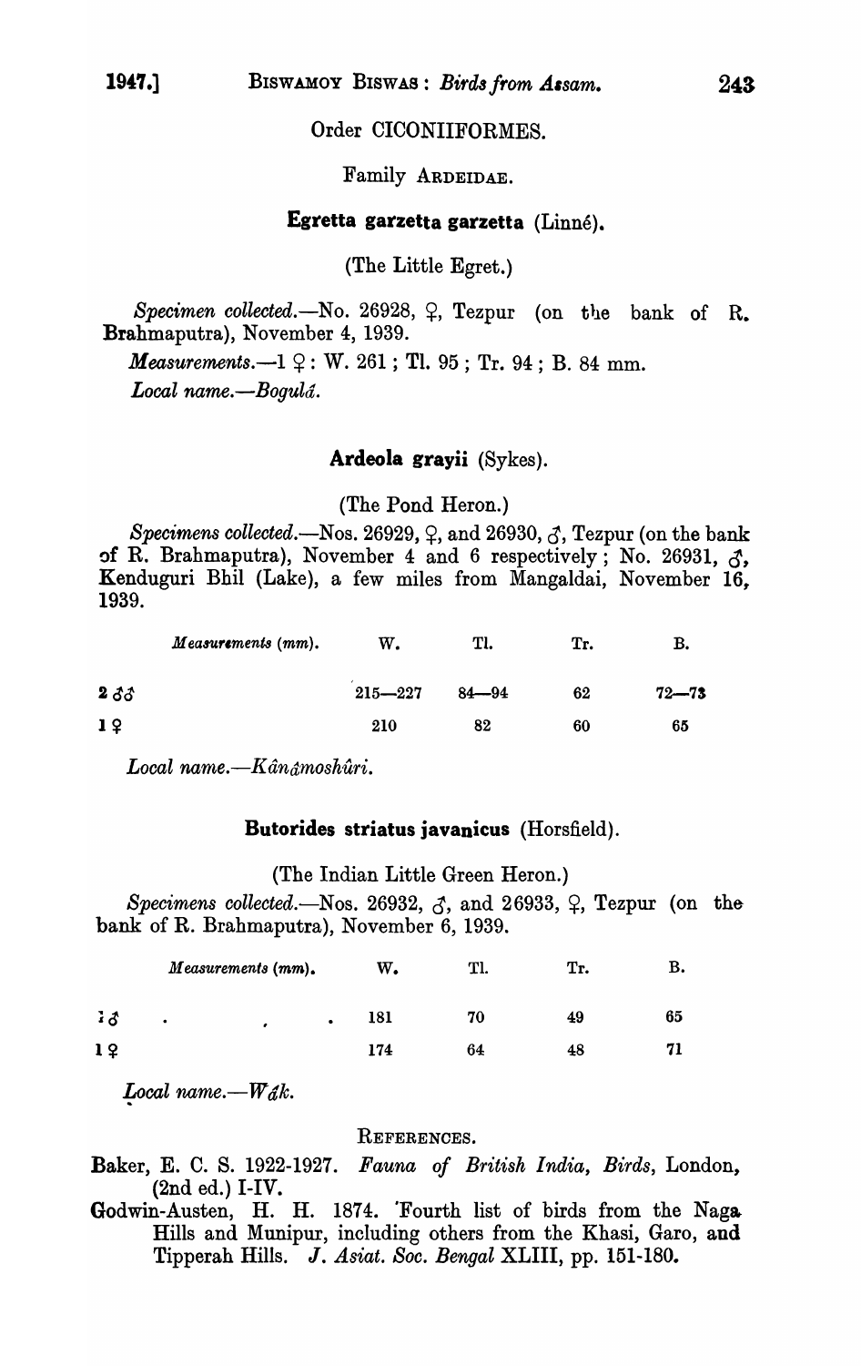## Order CICONIIFORMES.

### Family ARDEIDAE.

#### **Egretta garzetta garzetta** (Linné).

(The Little Egret.)

*Specimen collected.*—No. 26928, ♀, Tezpur (on the bank of R. Brahmaputra), November 4, 1939.

*Measurements.*—1 ♀ : W. 261 ; Tl. 95 ; Tr. 94 ; B. 84 mm.

*Local name.*—*Bogulá.*

#### **Ardeola grayii** (Sykes).

(The Pond Heron.)

*Specimens collected.*—Nos. 26929, ♀, and 26930, ♂, Tezpur (on the bank of R. Brahmaputra), November 4 and 6 respectively ; No. 26931, ♂, Kenduguri Bhil (Lake), a few miles from Mangaldai, November 16, 1939.

| *Measurements* (mm). | W. | Tl. | Tr. | B. |
|---|---|---|---|---|
| 2 ♂♂ | 215—227 | 84—94 | 62 | 72—73 |
| 1 ♀ | 210 | 82 | 60 | 65 |

*Local name.*—*Kânámoshûri.*

#### **Butorides striatus javanicus** (Horsfield).

(The Indian Little Green Heron.)

*Specimens collected.*—Nos. 26932, ♂, and 26933, ♀, Tezpur (on the bank of R. Brahmaputra), November 6, 1939.

| *Measurements* (mm). | W. | Tl. | Tr. | B. |
|---|---|---|---|---|
| 1 ♂ | 181 | 70 | 49 | 65 |
| 1 ♀ | 174 | 64 | 48 | 71 |

*Local name.*—*Wák.*

### REFERENCES.

Baker, E. C. S. 1922-1927. *Fauna of British India, Birds*, London, (2nd ed.) I-IV.

Godwin-Austen, H. H. 1874. 'Fourth list of birds from the Naga Hills and Munipur, including others from the Khasi, Garo, and Tipperah Hills. *J. Asiat. Soc. Bengal* XLIII, pp. 151-180.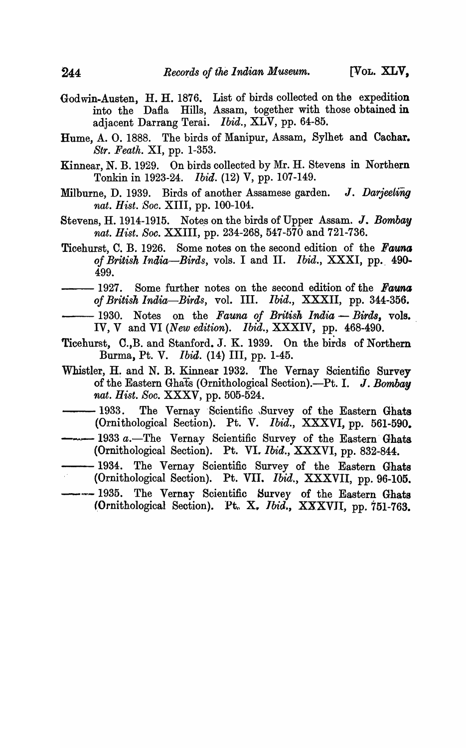Godwin-Austen, H. H. 1876. List of birds collected on the expedition into the Dafla Hills, Assam, together with those obtained in adjacent Darrang Terai. *Ibid.*, XLV, pp. 64-85.

Hume, A. O. 1888. The birds of Manipur, Assam, Sylhet and Cachar. *Str. Feath.* XI, pp. 1-353.

Kinnear, N. B. 1929. On birds collected by Mr. H. Stevens in Northern Tonkin in 1923-24. *Ibid.* (12) V, pp. 107-149.

Milburne, D. 1939. Birds of another Assamese garden. *J. Darjeeling nat. Hist. Soc.* XIII, pp. 100-104.

Stevens, H. 1914-1915. Notes on the birds of Upper Assam. *J. Bombay nat. Hist. Soc.* XXIII, pp. 234-268, 547-570 and 721-736.

Ticehurst, C. B. 1926. Some notes on the second edition of the ***Fauna of British India—Birds***, vols. I and II. *Ibid.*, XXXI, pp. 490-499.

——— 1927. Some further notes on the second edition of the ***Fauna of British India—Birds***, vol. III. *Ibid.*, XXXII, pp. 344-356.

——— 1930. Notes on the ***Fauna of British India — Birds***, vols. IV, V and VI (*New edition*). *Ibid.*, XXXIV, pp. 468-490.

Ticehurst, C.,B. and Stanford. J. K. 1939. On the birds of Northern Burma, Pt. V. *Ibid.* (14) III, pp. 1-45.

Whistler, H. and N. B. Kinnear 1932. The Vernay Scientific Survey of the Eastern Ghats (Ornithological Section).—Pt. I. *J. Bombay nat. Hist. Soc.* XXXV, pp. 505-524.

——— 1933. The Vernay Scientific Survey of the Eastern Ghats (Ornithological Section). Pt. V. *Ibid.*, XXXVI, pp. 561-590.

——— 1933 *a*.—The Vernay Scientific Survey of the Eastern Ghats (Ornithological Section). Pt. VI. *Ibid.*, XXXVI, pp. 832-844.

——— 1934. The Vernay Scientific Survey of the Eastern Ghats (Ornithological Section). Pt. VII. *Ibid.*, XXXVII, pp. 96-105.

——— 1935. The Vernay Scientific Survey of the Eastern Ghats (Ornithological Section). Pt. X. *Ibid.*, XXXVII, pp. 751-763.